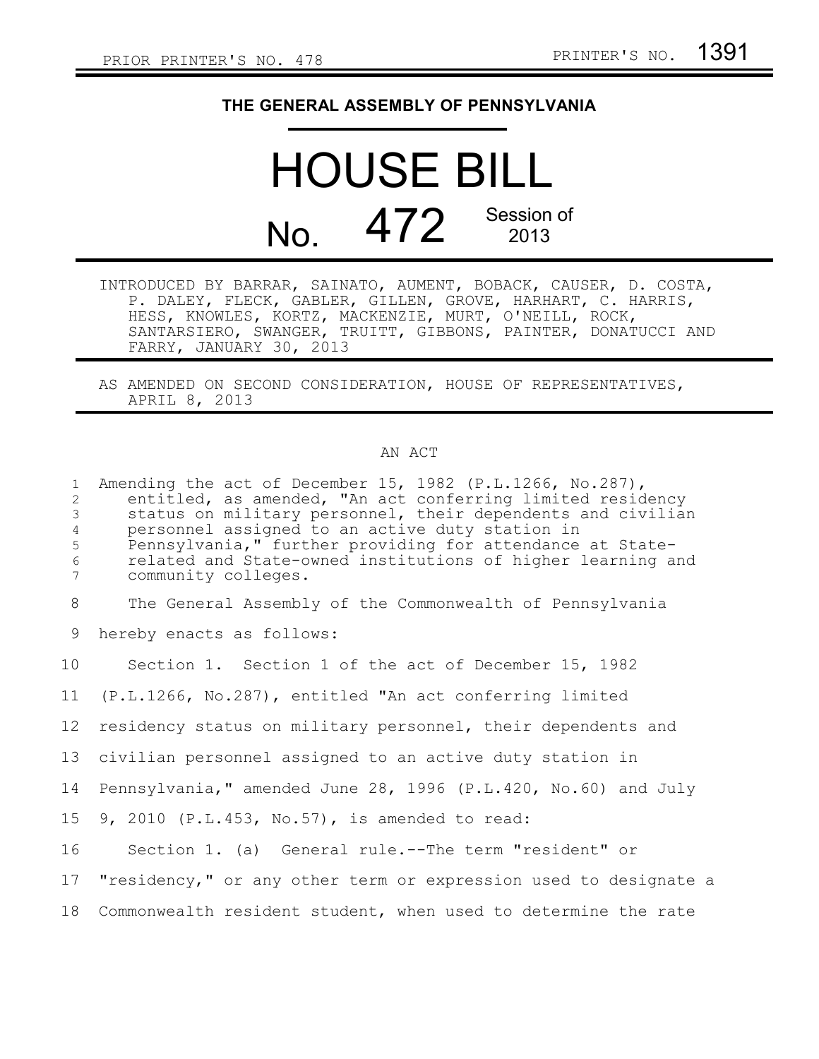PRIOR PRINTER'S NO. 478 PRINTER'S NO. 1391

# THE GENERAL ASSEMBLY OF PENNSYLVANIA

# HOUSE BILL

## No. 472 Session of 2013

INTRODUCED BY BARRAR, SAINATO, AUMENT, BOBACK, CAUSER, D. COSTA, P. DALEY, FLECK, GABLER, GILLEN, GROVE, HARHART, C. HARRIS, HESS, KNOWLES, KORTZ, MACKENZIE, MURT, O'NEILL, ROCK, SANTARSIERO, SWANGER, TRUITT, GIBBONS, PAINTER, DONATUCCI AND FARRY, JANUARY 30, 2013

AS AMENDED ON SECOND CONSIDERATION, HOUSE OF REPRESENTATIVES, APRIL 8, 2013

AN ACT

Amending the act of December 15, 1982 (P.L.1266, No.287), entitled, as amended, "An act conferring limited residency status on military personnel, their dependents and civilian personnel assigned to an active duty station in Pennsylvania," further providing for attendance at State-related and State-owned institutions of higher learning and community colleges.

The General Assembly of the Commonwealth of Pennsylvania hereby enacts as follows:

Section 1. Section 1 of the act of December 15, 1982 (P.L.1266, No.287), entitled "An act conferring limited residency status on military personnel, their dependents and civilian personnel assigned to an active duty station in Pennsylvania," amended June 28, 1996 (P.L.420, No.60) and July 9, 2010 (P.L.453, No.57), is amended to read:

Section 1. (a) General rule.--The term "resident" or "residency," or any other term or expression used to designate a Commonwealth resident student, when used to determine the rate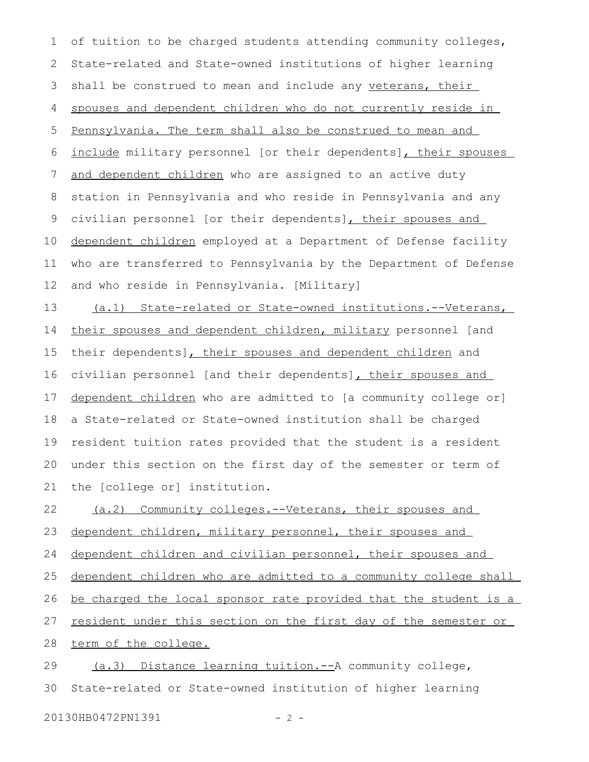of tuition to be charged students attending community colleges, State-related and State-owned institutions of higher learning shall be construed to mean and include any veterans, their spouses and dependent children who do not currently reside in Pennsylvania. The term shall also be construed to mean and include military personnel [or their dependents], their spouses and dependent children who are assigned to an active duty station in Pennsylvania and who reside in Pennsylvania and any civilian personnel [or their dependents], their spouses and dependent children employed at a Department of Defense facility who are transferred to Pennsylvania by the Department of Defense and who reside in Pennsylvania. [Military]

(a.1) State-related or State-owned institutions.--Veterans, their spouses and dependent children, military personnel [and their dependents], their spouses and dependent children and civilian personnel [and their dependents], their spouses and dependent children who are admitted to [a community college or] a State-related or State-owned institution shall be charged resident tuition rates provided that the student is a resident under this section on the first day of the semester or term of the [college or] institution.

(a.2) Community colleges.--Veterans, their spouses and dependent children, military personnel, their spouses and dependent children and civilian personnel, their spouses and dependent children who are admitted to a community college shall be charged the local sponsor rate provided that the student is a resident under this section on the first day of the semester or term of the college.

(a.3) Distance learning tuition.--A community college, State-related or State-owned institution of higher learning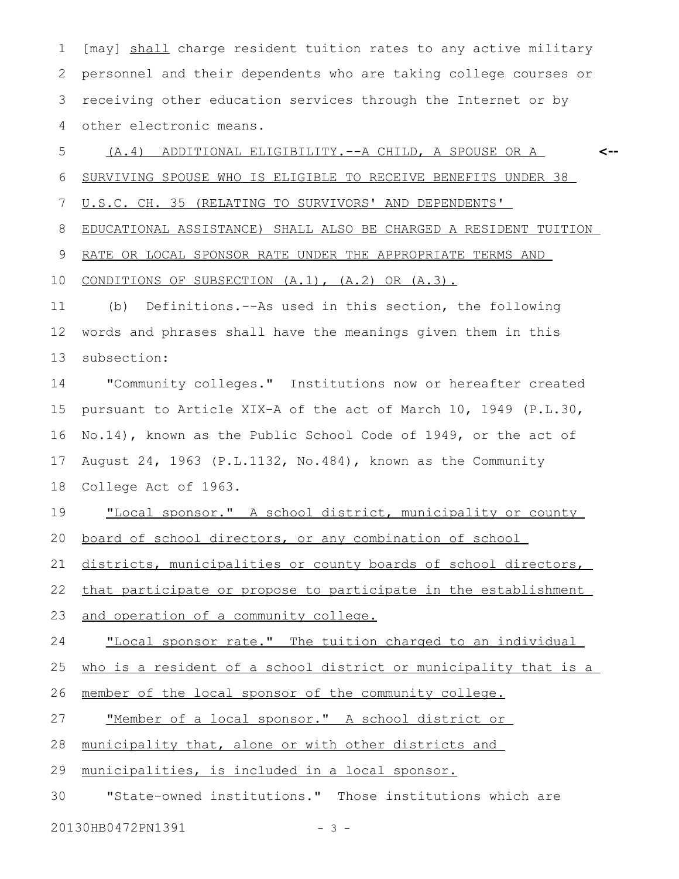[may] <u>shall</u> charge resident tuition rates to any active military personnel and their dependents who are taking college courses or receiving other education services through the Internet or by other electronic means.

<u>(A.4) ADDITIONAL ELIGIBILITY.--A CHILD, A SPOUSE OR A SURVIVING SPOUSE WHO IS ELIGIBLE TO RECEIVE BENEFITS UNDER 38 U.S.C. CH. 35 (RELATING TO SURVIVORS' AND DEPENDENTS' EDUCATIONAL ASSISTANCE) SHALL ALSO BE CHARGED A RESIDENT TUITION RATE OR LOCAL SPONSOR RATE UNDER THE APPROPRIATE TERMS AND CONDITIONS OF SUBSECTION (A.1), (A.2) OR (A.3).</u>

(b) Definitions.--As used in this section, the following words and phrases shall have the meanings given them in this subsection:

"Community colleges." Institutions now or hereafter created pursuant to Article XIX-A of the act of March 10, 1949 (P.L.30, No.14), known as the Public School Code of 1949, or the act of August 24, 1963 (P.L.1132, No.484), known as the Community College Act of 1963.

<u>"Local sponsor." A school district, municipality or county board of school directors, or any combination of school districts, municipalities or county boards of school directors, that participate or propose to participate in the establishment and operation of a community college.</u>

<u>"Local sponsor rate." The tuition charged to an individual who is a resident of a school district or municipality that is a member of the local sponsor of the community college.</u>

<u>"Member of a local sponsor." A school district or municipality that, alone or with other districts and municipalities, is included in a local sponsor.</u>

"State-owned institutions." Those institutions which are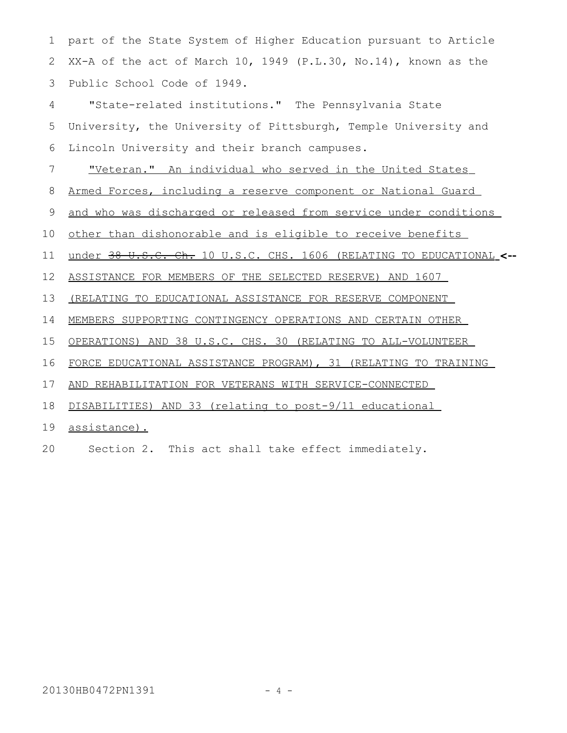part of the State System of Higher Education pursuant to Article XX-A of the act of March 10, 1949 (P.L.30, No.14), known as the Public School Code of 1949.

"State-related institutions." The Pennsylvania State University, the University of Pittsburgh, Temple University and Lincoln University and their branch campuses.

"Veteran." An individual who served in the United States Armed Forces, including a reserve component or National Guard and who was discharged or released from service under conditions other than dishonorable and is eligible to receive benefits under ~~38 U.S.C. Ch.~~ 10 U.S.C. CHS. 1606 (RELATING TO EDUCATIONAL ASSISTANCE FOR MEMBERS OF THE SELECTED RESERVE) AND 1607 (RELATING TO EDUCATIONAL ASSISTANCE FOR RESERVE COMPONENT MEMBERS SUPPORTING CONTINGENCY OPERATIONS AND CERTAIN OTHER OPERATIONS) AND 38 U.S.C. CHS. 30 (RELATING TO ALL-VOLUNTEER FORCE EDUCATIONAL ASSISTANCE PROGRAM), 31 (RELATING TO TRAINING AND REHABILITATION FOR VETERANS WITH SERVICE-CONNECTED DISABILITIES) AND 33 (relating to post-9/11 educational assistance).

Section 2. This act shall take effect immediately.